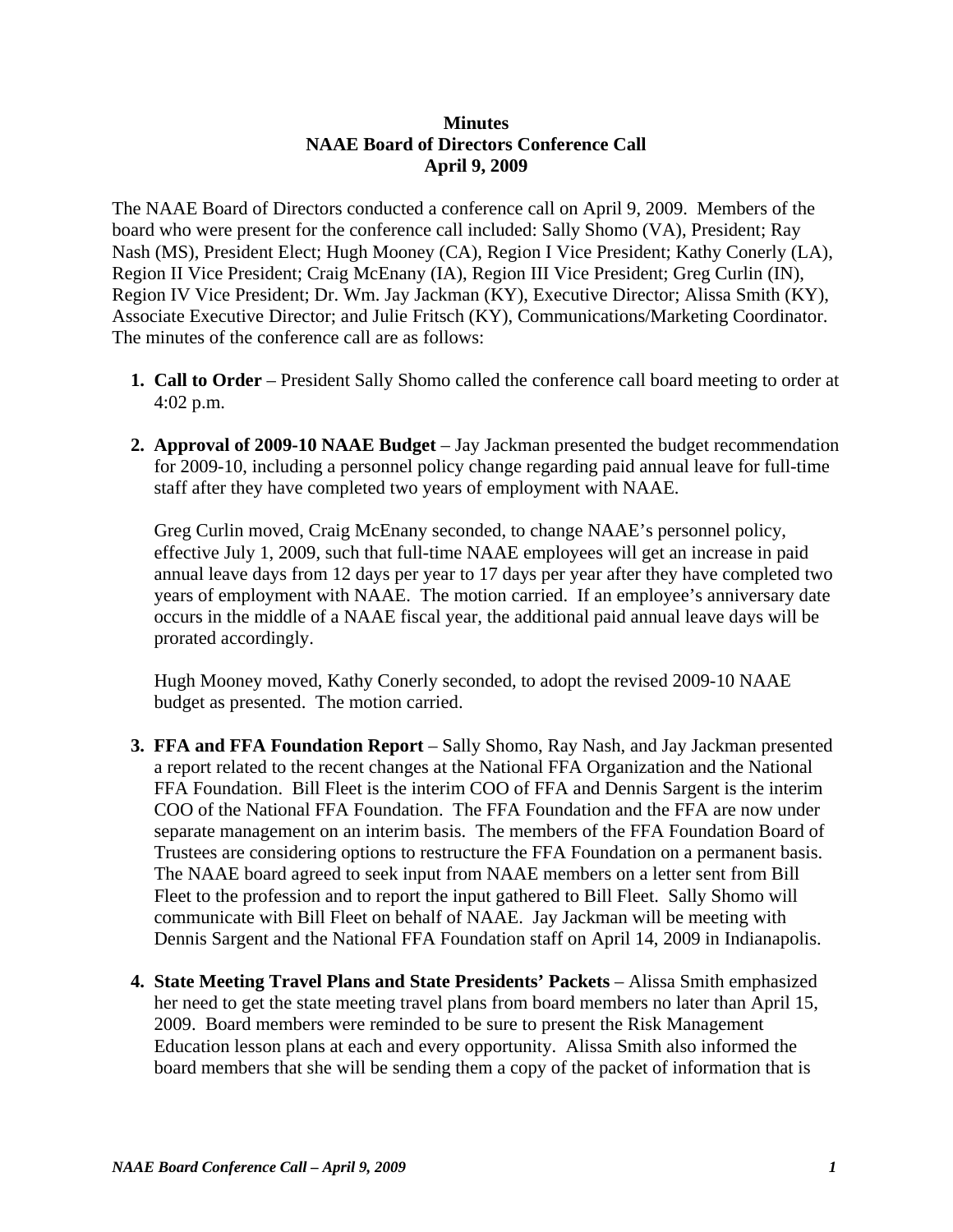**Minutes**
**NAAE Board of Directors Conference Call**
**April 9, 2009**

The NAAE Board of Directors conducted a conference call on April 9, 2009. Members of the board who were present for the conference call included: Sally Shomo (VA), President; Ray Nash (MS), President Elect; Hugh Mooney (CA), Region I Vice President; Kathy Conerly (LA), Region II Vice President; Craig McEnany (IA), Region III Vice President; Greg Curlin (IN), Region IV Vice President; Dr. Wm. Jay Jackman (KY), Executive Director; Alissa Smith (KY), Associate Executive Director; and Julie Fritsch (KY), Communications/Marketing Coordinator. The minutes of the conference call are as follows:

1. **Call to Order** – President Sally Shomo called the conference call board meeting to order at 4:02 p.m.

2. **Approval of 2009-10 NAAE Budget** – Jay Jackman presented the budget recommendation for 2009-10, including a personnel policy change regarding paid annual leave for full-time staff after they have completed two years of employment with NAAE.

   Greg Curlin moved, Craig McEnany seconded, to change NAAE's personnel policy, effective July 1, 2009, such that full-time NAAE employees will get an increase in paid annual leave days from 12 days per year to 17 days per year after they have completed two years of employment with NAAE. The motion carried. If an employee's anniversary date occurs in the middle of a NAAE fiscal year, the additional paid annual leave days will be prorated accordingly.

   Hugh Mooney moved, Kathy Conerly seconded, to adopt the revised 2009-10 NAAE budget as presented. The motion carried.

3. **FFA and FFA Foundation Report** – Sally Shomo, Ray Nash, and Jay Jackman presented a report related to the recent changes at the National FFA Organization and the National FFA Foundation. Bill Fleet is the interim COO of FFA and Dennis Sargent is the interim COO of the National FFA Foundation. The FFA Foundation and the FFA are now under separate management on an interim basis. The members of the FFA Foundation Board of Trustees are considering options to restructure the FFA Foundation on a permanent basis. The NAAE board agreed to seek input from NAAE members on a letter sent from Bill Fleet to the profession and to report the input gathered to Bill Fleet. Sally Shomo will communicate with Bill Fleet on behalf of NAAE. Jay Jackman will be meeting with Dennis Sargent and the National FFA Foundation staff on April 14, 2009 in Indianapolis.

4. **State Meeting Travel Plans and State Presidents' Packets** – Alissa Smith emphasized her need to get the state meeting travel plans from board members no later than April 15, 2009. Board members were reminded to be sure to present the Risk Management Education lesson plans at each and every opportunity. Alissa Smith also informed the board members that she will be sending them a copy of the packet of information that is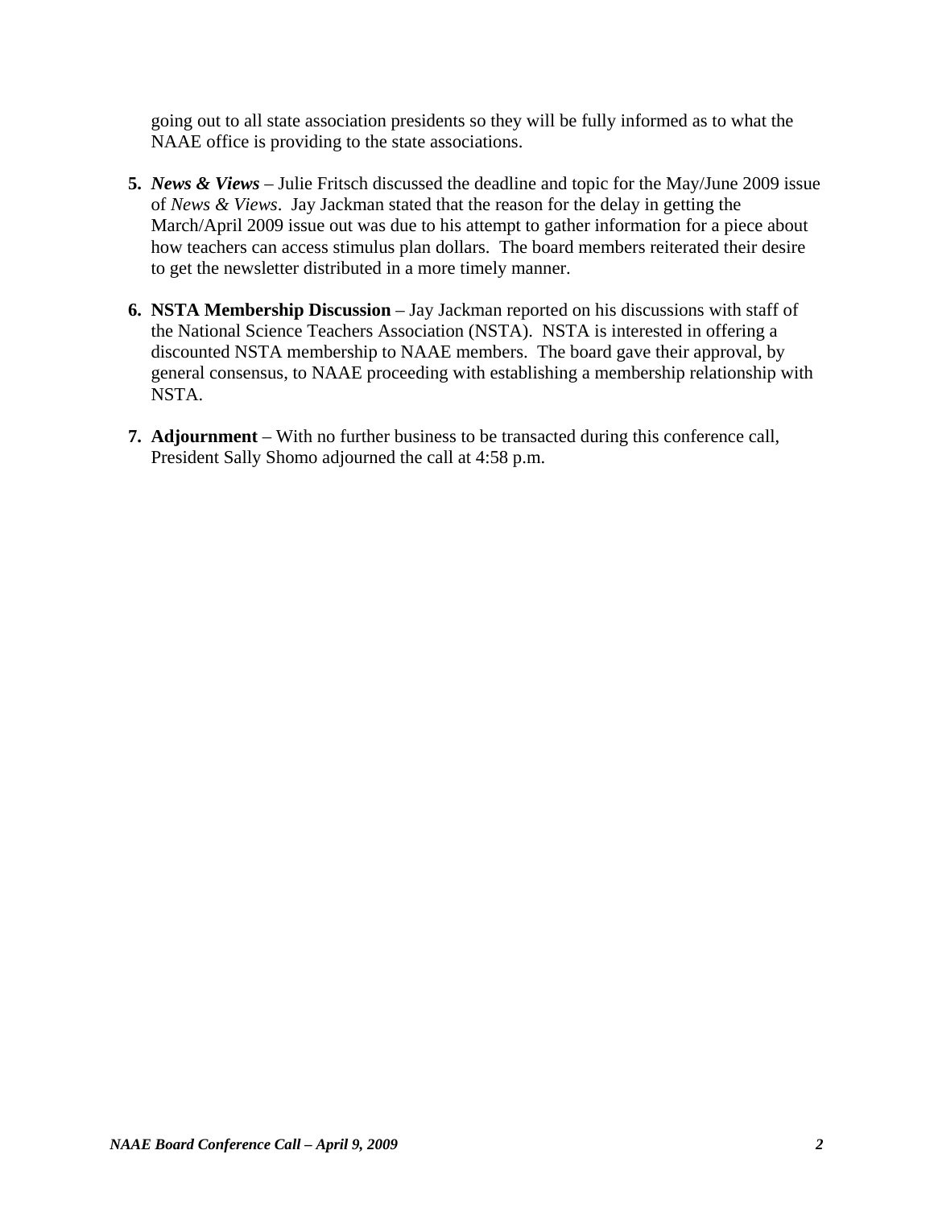going out to all state association presidents so they will be fully informed as to what the NAAE office is providing to the state associations.

5. ***News & Views*** – Julie Fritsch discussed the deadline and topic for the May/June 2009 issue of *News & Views*. Jay Jackman stated that the reason for the delay in getting the March/April 2009 issue out was due to his attempt to gather information for a piece about how teachers can access stimulus plan dollars. The board members reiterated their desire to get the newsletter distributed in a more timely manner.

6. **NSTA Membership Discussion** – Jay Jackman reported on his discussions with staff of the National Science Teachers Association (NSTA). NSTA is interested in offering a discounted NSTA membership to NAAE members. The board gave their approval, by general consensus, to NAAE proceeding with establishing a membership relationship with NSTA.

7. **Adjournment** – With no further business to be transacted during this conference call, President Sally Shomo adjourned the call at 4:58 p.m.